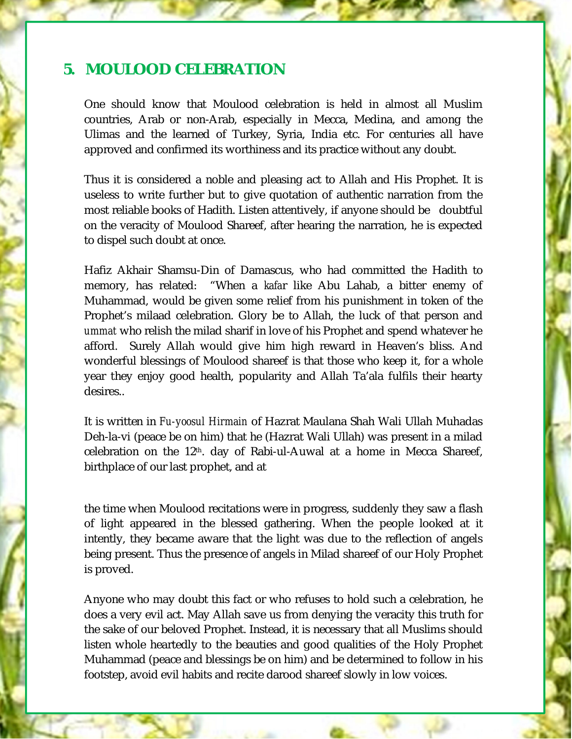## 5. MOULOOD CELEBRATION

One should know that Moulood celebration is held in almost all Muslim countries, Arab or non-Arab, especially in Mecca, Medina, and among the Ulimas and the learned of Turkey, Syria, India etc. For centuries all have approved and confirmed its worthiness and its practice without any doubt.

Thus it is considered a noble and pleasing act to Allah and His Prophet. It is useless to write further but to give quotation of authentic narration from the most reliable books of Hadith. Listen attentively, if anyone should be doubtful on the veracity of Moulood Shareef, after hearing the narration, he is expected to dispel such doubt at once.

Hafiz Akhair Shamsu-Din of Damascus, who had committed the Hadith to memory, has related: "When a *kafar* like Abu Lahab, a bitter enemy of Muhammad, would be given some relief from his punishment in token of the Prophet's milaad celebration. Glory be to Allah, the luck of that person and *ummat* who relish the milad sharif in love of his Prophet and spend whatever he afford. Surely Allah would give him high reward in Heaven's bliss. And wonderful blessings of Moulood shareef is that those who keep it, for a whole year they enjoy good health, popularity and Allah Ta'ala fulfils their hearty desires..

It is written in *Fu-yoosul Hirmain* of Hazrat Maulana Shah Wali Ullah Muhadas Deh-la-vi (peace be on him) that he (Hazrat Wali Ullah) was present in a milad celebration on the 12th. day of Rabi-ul-Auwal at a home in Mecca Shareef, birthplace of our last prophet, and at the time when Moulood recitations were in progress, suddenly they saw a flash of light appeared in the blessed gathering. When the people looked at it intently, they became aware that the light was due to the reflection of angels being present. Thus the presence of angels in Milad shareef of our Holy Prophet is proved.

Anyone who may doubt this fact or who refuses to hold such a celebration, he does a very evil act. May Allah save us from denying the veracity this truth for the sake of our beloved Prophet. Instead, it is necessary that all Muslims should listen whole heartedly to the beauties and good qualities of the Holy Prophet Muhammad (peace and blessings be on him) and be determined to follow in his footstep, avoid evil habits and recite darood shareef slowly in low voices.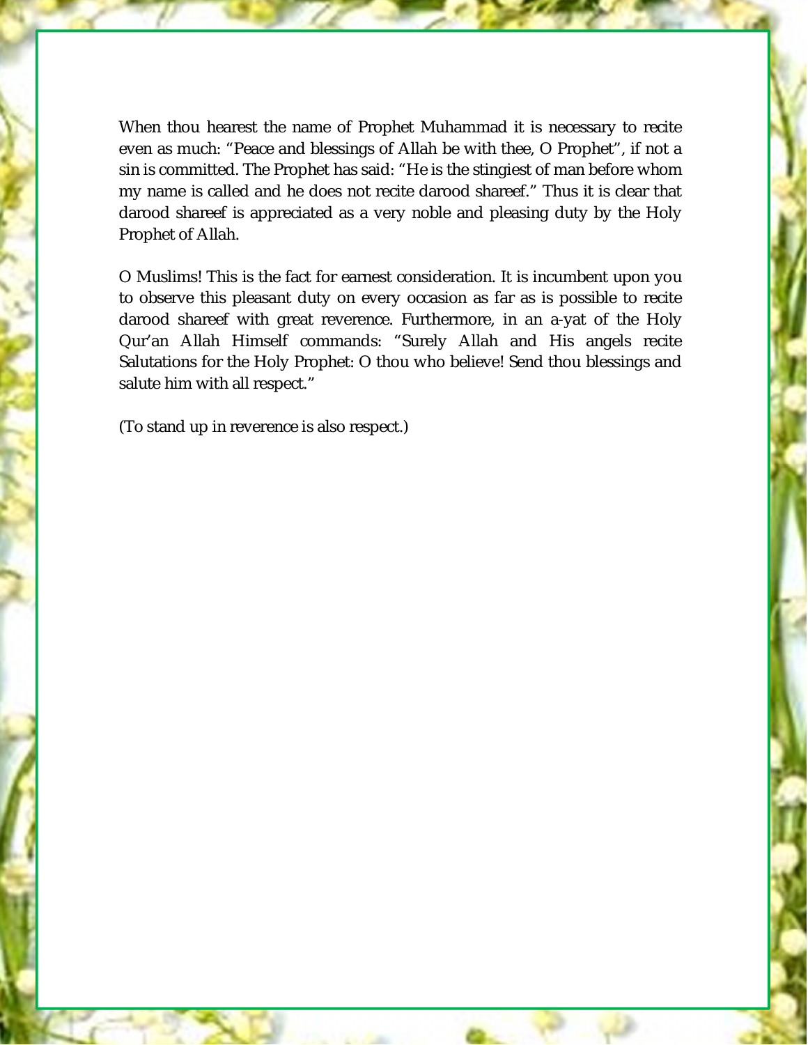When thou hearest the name of Prophet Muhammad it is necessary to recite even as much: “Peace and blessings of Allah be with thee, O Prophet”, if not a sin is committed. The Prophet has said: “He is the stingiest of man before whom my name is called and he does not recite darood shareef.” Thus it is clear that darood shareef is appreciated as a very noble and pleasing duty by the Holy Prophet of Allah.

O Muslims! This is the fact for earnest consideration. It is incumbent upon you to observe this pleasant duty on every occasion as far as is possible to recite darood shareef with great reverence. Furthermore, in an a-yat of the Holy Qur’an Allah Himself commands: “Surely Allah and His angels recite Salutations for the Holy Prophet: O thou who believe! Send thou blessings and salute him with all respect.”

(To stand up in reverence is also respect.)